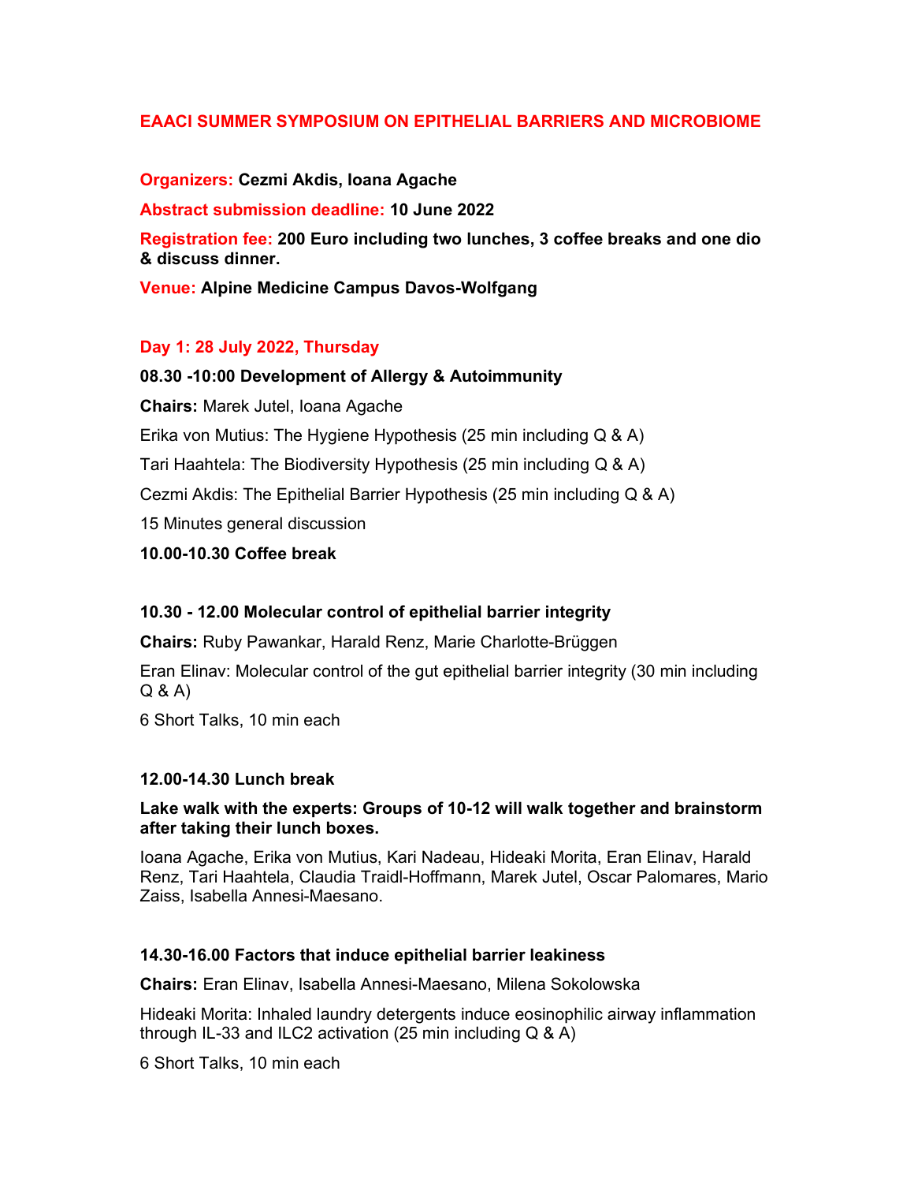# EAACI SUMMER SYMPOSIUM ON EPITHELIAL BARRIERS AND MICROBIOME

**Organizers: Cezmi Akdis, Ioana Agache**

**Abstract submission deadline: 10 June 2022**

**Registration fee: 200 Euro including two lunches, 3 coffee breaks and one dio & discuss dinner.**

**Venue: Alpine Medicine Campus Davos-Wolfgang**

## Day 1: 28 July 2022, Thursday

### 08.30 -10:00 Development of Allergy & Autoimmunity

**Chairs:** Marek Jutel, Ioana Agache

Erika von Mutius: The Hygiene Hypothesis (25 min including Q & A)

Tari Haahtela: The Biodiversity Hypothesis (25 min including Q & A)

Cezmi Akdis: The Epithelial Barrier Hypothesis (25 min including Q & A)

15 Minutes general discussion

**10.00-10.30 Coffee break**

### 10.30 - 12.00 Molecular control of epithelial barrier integrity

**Chairs:** Ruby Pawankar, Harald Renz, Marie Charlotte-Brüggen

Eran Elinav: Molecular control of the gut epithelial barrier integrity (30 min including Q & A)

6 Short Talks, 10 min each

### 12.00-14.30 Lunch break

**Lake walk with the experts: Groups of 10-12 will walk together and brainstorm after taking their lunch boxes.**

Ioana Agache, Erika von Mutius, Kari Nadeau, Hideaki Morita, Eran Elinav, Harald Renz, Tari Haahtela, Claudia Traidl-Hoffmann, Marek Jutel, Oscar Palomares, Mario Zaiss, Isabella Annesi-Maesano.

### 14.30-16.00 Factors that induce epithelial barrier leakiness

**Chairs:** Eran Elinav, Isabella Annesi-Maesano, Milena Sokolowska

Hideaki Morita: Inhaled laundry detergents induce eosinophilic airway inflammation through IL-33 and ILC2 activation (25 min including Q & A)

6 Short Talks, 10 min each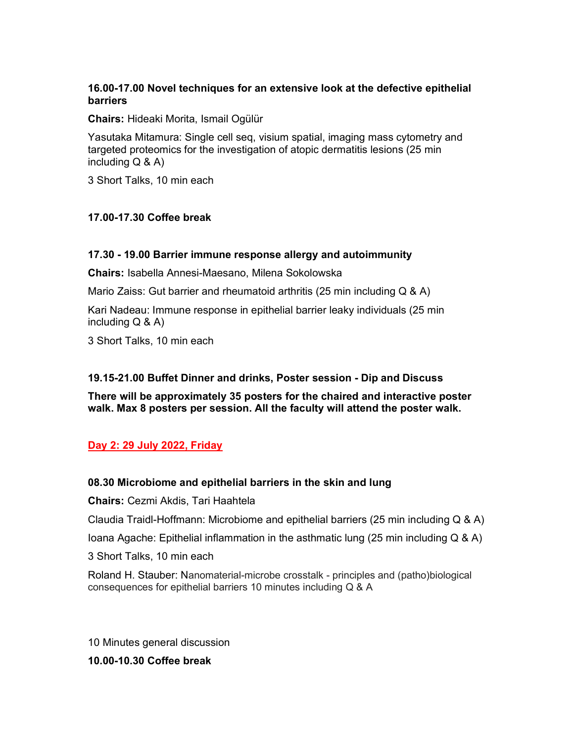**16.00-17.00 Novel techniques for an extensive look at the defective epithelial barriers**

**Chairs:** Hideaki Morita, Ismail Ogülür

Yasutaka Mitamura: Single cell seq, visium spatial, imaging mass cytometry and targeted proteomics for the investigation of atopic dermatitis lesions (25 min including Q & A)

3 Short Talks, 10 min each

**17.00-17.30 Coffee break**

**17.30 - 19.00 Barrier immune response allergy and autoimmunity**

**Chairs:** Isabella Annesi-Maesano, Milena Sokolowska

Mario Zaiss: Gut barrier and rheumatoid arthritis (25 min including Q & A)

Kari Nadeau: Immune response in epithelial barrier leaky individuals (25 min including Q & A)

3 Short Talks, 10 min each

**19.15-21.00 Buffet Dinner and drinks, Poster session - Dip and Discuss**

**There will be approximately 35 posters for the chaired and interactive poster walk. Max 8 posters per session. All the faculty will attend the poster walk.**

## Day 2: 29 July 2022, Friday

**08.30 Microbiome and epithelial barriers in the skin and lung**

**Chairs:** Cezmi Akdis, Tari Haahtela

Claudia Traidl-Hoffmann: Microbiome and epithelial barriers (25 min including Q & A)

Ioana Agache: Epithelial inflammation in the asthmatic lung (25 min including Q & A)

3 Short Talks, 10 min each

Roland H. Stauber: Nanomaterial-microbe crosstalk - principles and (patho)biological consequences for epithelial barriers 10 minutes including Q & A

10 Minutes general discussion

**10.00-10.30 Coffee break**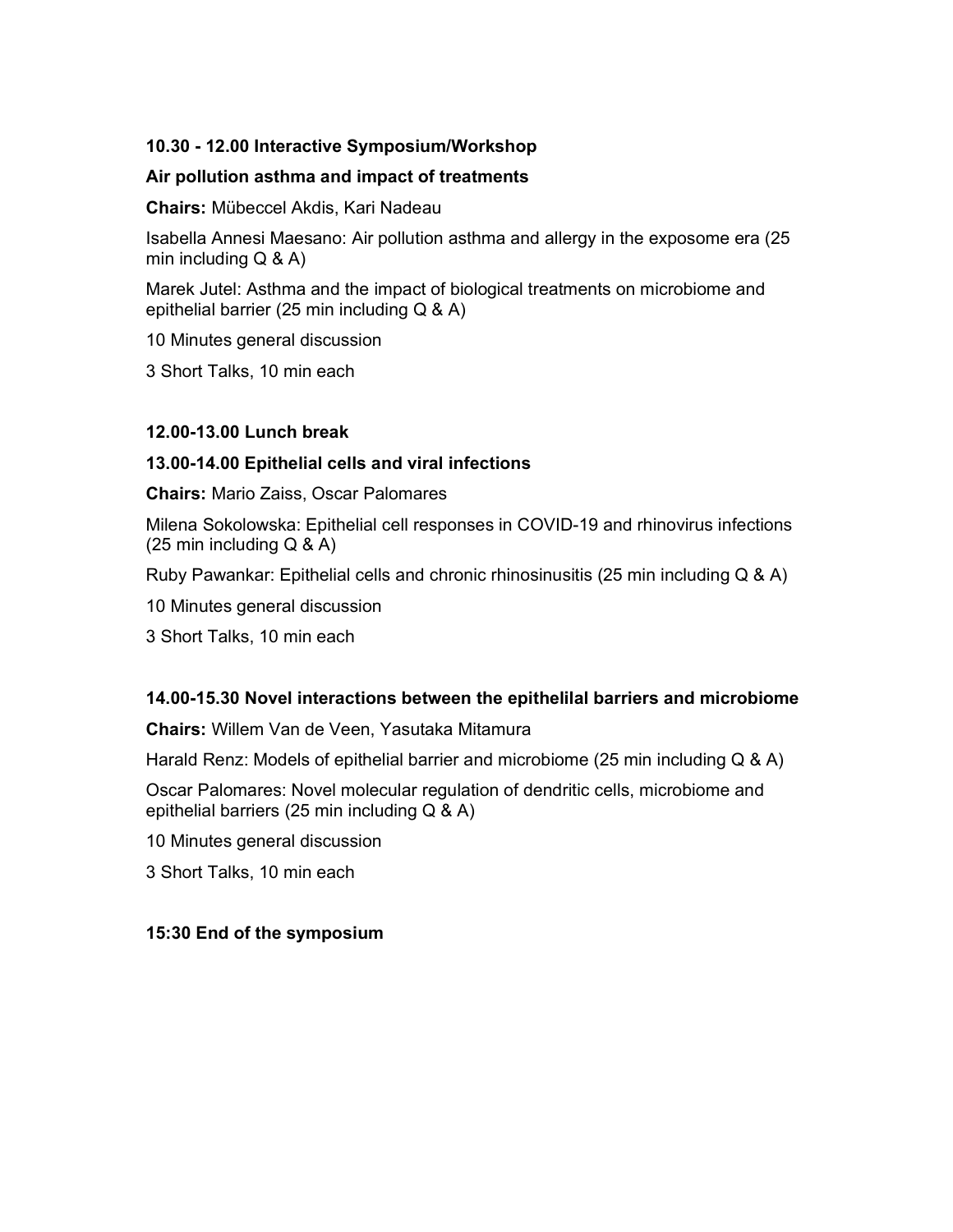**10.30 - 12.00 Interactive Symposium/Workshop**

**Air pollution asthma and impact of treatments**

**Chairs:** Mübeccel Akdis, Kari Nadeau

Isabella Annesi Maesano: Air pollution asthma and allergy in the exposome era (25 min including Q & A)

Marek Jutel: Asthma and the impact of biological treatments on microbiome and epithelial barrier (25 min including Q & A)

10 Minutes general discussion

3 Short Talks, 10 min each

**12.00-13.00 Lunch break**

**13.00-14.00 Epithelial cells and viral infections**

**Chairs:** Mario Zaiss, Oscar Palomares

Milena Sokolowska: Epithelial cell responses in COVID-19 and rhinovirus infections (25 min including Q & A)

Ruby Pawankar: Epithelial cells and chronic rhinosinusitis (25 min including Q & A)

10 Minutes general discussion

3 Short Talks, 10 min each

**14.00-15.30 Novel interactions between the epithelilal barriers and microbiome**

**Chairs:** Willem Van de Veen, Yasutaka Mitamura

Harald Renz: Models of epithelial barrier and microbiome (25 min including Q & A)

Oscar Palomares: Novel molecular regulation of dendritic cells, microbiome and epithelial barriers (25 min including Q & A)

10 Minutes general discussion

3 Short Talks, 10 min each

**15:30 End of the symposium**